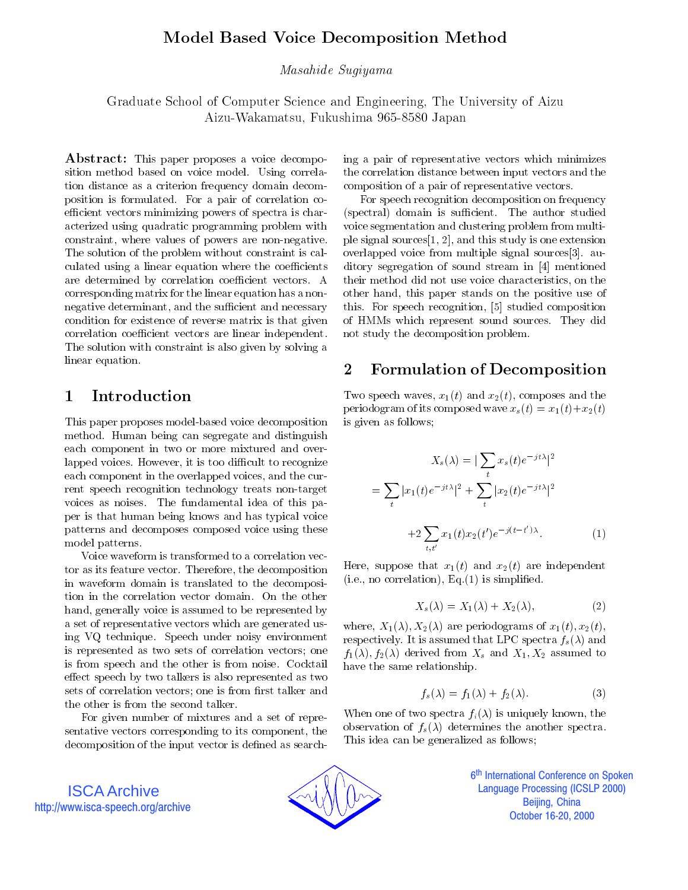# Model Based Voice Decomposition Method

*Masahide Sugiyama*

Graduate School of Computer Science and Engineering, The University of Aizu
Aizu-Wakamatsu, Fukushima 965-8580 Japan

**Abstract:** This paper proposes a voice decomposition method based on voice model. Using correlation distance as a criterion frequency domain decomposition is formulated. For a pair of correlation coefficient vectors minimizing powers of spectra is characterized using quadratic programming problem with constraint, where values of powers are non-negative. The solution of the problem without constraint is calculated using a linear equation where the coefficients are determined by correlation coefficient vectors. A corresponding matrix for the linear equation has a nonnegative determinant, and the sufficient and necessary condition for existence of reverse matrix is that given correlation coefficient vectors are linear independent. The solution with constraint is also given by solving a linear equation.

## 1 Introduction

This paper proposes model-based voice decomposition method. Human being can segregate and distinguish each component in two or more mixtured and overlapped voices. However, it is too difficult to recognize each component in the overlapped voices, and the current speech recognition technology treats non-target voices as noises. The fundamental idea of this paper is that human being knows and has typical voice patterns and decomposes composed voice using these model patterns.

Voice waveform is transformed to a correlation vector as its feature vector. Therefore, the decomposition in waveform domain is translated to the decomposition in the correlation vector domain. On the other hand, generally voice is assumed to be represented by a set of representative vectors which are generated using VQ technique. Speech under noisy environment is represented as two sets of correlation vectors; one is from speech and the other is from noise. Cocktail effect speech by two talkers is also represented as two sets of correlation vectors; one is from first talker and the other is from the second talker.

For given number of mixtures and a set of representative vectors corresponding to its component, the decomposition of the input vector is defined as searching a pair of representative vectors which minimizes the correlation distance between input vectors and the composition of a pair of representative vectors.

For speech recognition decomposition on frequency (spectral) domain is sufficient. The author studied voice segmentation and clustering problem from multiple signal sources[1, 2], and this study is one extension overlapped voice from multiple signal sources[3]. auditory segregation of sound stream in [4] mentioned their method did not use voice characteristics, on the other hand, this paper stands on the positive use of this. For speech recognition, [5] studied composition of HMMs which represent sound sources. They did not study the decomposition problem.

## 2 Formulation of Decomposition

Two speech waves, $x_1(t)$ and $x_2(t)$, composes and the periodogram of its composed wave $x_s(t) = x_1(t)+x_2(t)$ is given as follows;

$$X_s(\lambda) = |\sum_t x_s(t)e^{-jt\lambda}|^2$$
$$= \sum_t |x_1(t)e^{-jt\lambda}|^2 + \sum_t |x_2(t)e^{-jt\lambda}|^2$$
$$+2\sum_{t,t'} x_1(t)x_2(t')e^{-j(t-t')\lambda}. \qquad (1)$$

Here, suppose that $x_1(t)$ and $x_2(t)$ are independent (i.e., no correlation), Eq.(1) is simplified.

$$X_s(\lambda) = X_1(\lambda) + X_2(\lambda), \qquad (2)$$

where, $X_1(\lambda), X_2(\lambda)$ are periodograms of $x_1(t), x_2(t)$, respectively. It is assumed that LPC spectra $f_s(\lambda)$ and $f_1(\lambda), f_2(\lambda)$ derived from $X_s$ and $X_1, X_2$ assumed to have the same relationship.

$$f_s(\lambda) = f_1(\lambda) + f_2(\lambda). \qquad (3)$$

When one of two spectra $f_i(\lambda)$ is uniquely known, the observation of $f_s(\lambda)$ determines the another spectra. This idea can be generalized as follows;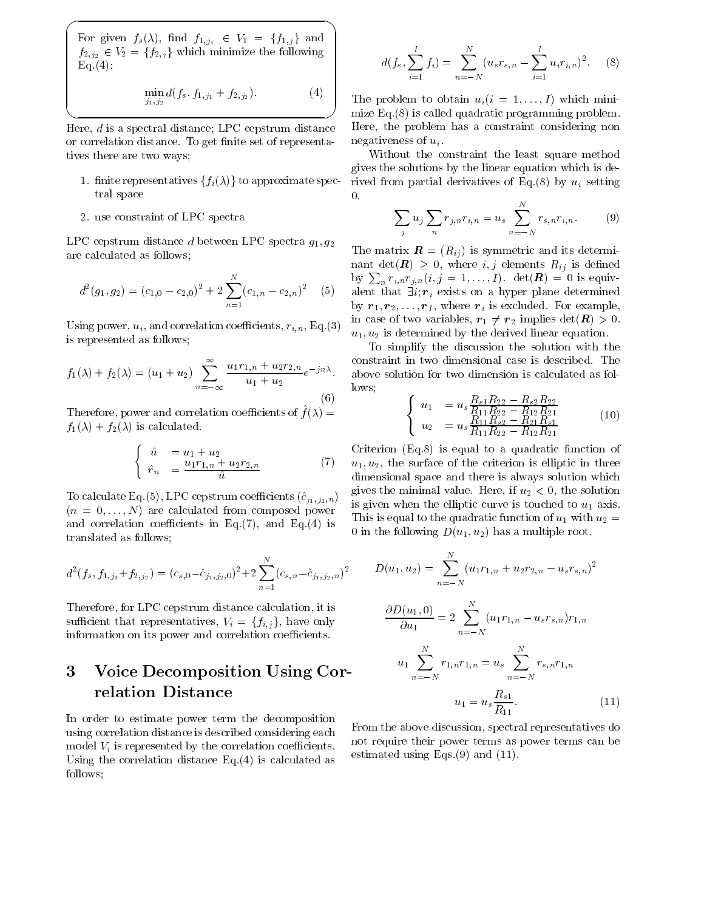For given $f_s(\lambda)$, find $f_{1,j_1} \in V_1 = \{f_{1,j}\}$ and $f_{2,j_2} \in V_2 = \{f_{2,j}\}$ which minimize the following Eq.(4);

$$\min_{j_1,j_2} d(f_s, f_{1,j_1} + f_{2,j_2}). \quad (4)$$

Here, $d$ is a spectral distance; LPC cepstrum distance or correlation distance. To get finite set of representatives there are two ways;

1. finite representatives $\{f_i(\lambda)\}$ to approximate spectral space
2. use constraint of LPC spectra

LPC cepstrum distance $d$ between LPC spectra $g_1, g_2$ are calculated as follows;

$$d^2(g_1, g_2) = (c_{1,0} - c_{2,0})^2 + 2\sum_{n=1}^{N}(c_{1,n} - c_{2,n})^2 \quad (5)$$

Using power, $u_i$, and correlation coefficients, $r_{i,n}$, Eq.(3) is represented as follows;

$$f_1(\lambda) + f_2(\lambda) = (u_1 + u_2)\sum_{n=-\infty}^{\infty} \frac{u_1 r_{1,n} + u_2 r_{2,n}}{u_1 + u_2} e^{-jn\lambda}. \quad (6)$$

Therefore, power and correlation coefficients of $\hat{f}(\lambda) = f_1(\lambda) + f_2(\lambda)$ is calculated.

$$\begin{cases} \hat{u} &= u_1 + u_2 \\ \hat{r}_n &= \dfrac{u_1 r_{1,n} + u_2 r_{2,n}}{\hat{u}} \end{cases} \quad (7)$$

To calculate Eq.(5), LPC cepstrum coefficients ($\hat{c}_{j_1,j_2,n}$) ($n = 0, \ldots, N$) are calculated from composed power and correlation coefficients in Eq.(7), and Eq.(4) is translated as follows;

$$d^2(f_s, f_{1,j_1} + f_{2,j_2}) = (c_{s,0} - \hat{c}_{j_1,j_2,0})^2 + 2\sum_{n=1}^{N}(c_{s,n} - \hat{c}_{j_1,j_2,n})^2$$

Therefore, for LPC cepstrum distance calculation, it is sufficient that representatives, $V_i = \{f_{i,j}\}$, have only information on its power and correlation coefficients.

## 3 Voice Decomposition Using Correlation Distance

In order to estimate power term the decomposition using correlation distance is described considering each model $V_i$ is represented by the correlation coefficients. Using the correlation distance Eq.(4) is calculated as follows;

$$d(f_s, \sum_{i=1}^{I} f_i) = \sum_{n=-N}^{N}(u_s r_{s,n} - \sum_{i=1}^{I} u_i r_{i,n})^2. \quad (8)$$

The problem to obtain $u_i (i = 1, \ldots, I)$ which minimize Eq.(8) is called quadratic programming problem. Here, the problem has a constraint considering non negativeness of $u_i$.

Without the constraint the least square method gives the solutions by the linear equation which is derived from partial derivatives of Eq.(8) by $u_i$ setting 0.

$$\sum_j u_j \sum_n r_{j,n} r_{i,n} = u_s \sum_{n=-N}^{N} r_{s,n} r_{i,n}. \quad (9)$$

The matrix $\boldsymbol{R} = (R_{ij})$ is symmetric and its determinant $\det(\boldsymbol{R}) \geq 0$, where $i, j$ elements $R_{ij}$ is defined by $\sum_n r_{i,n} r_{j,n} (i, j = 1, \ldots, I)$. $\det(\boldsymbol{R}) = 0$ is equivalent that $\exists i; \boldsymbol{r}_i$ exists on a hyper plane determined by $\boldsymbol{r}_1, \boldsymbol{r}_2, \ldots, \boldsymbol{r}_I$, where $\boldsymbol{r}_i$ is excluded. For example, in case of two variables, $\boldsymbol{r}_1 \neq \boldsymbol{r}_2$ implies $\det(\boldsymbol{R}) > 0$. $u_1, u_2$ is determined by the derived linear equation.

To simplify the discussion the solution with the constraint in two dimensional case is described. The above solution for two dimension is calculated as follows;

$$\begin{cases} u_1 &= u_s \dfrac{R_{s1}R_{22} - R_{s2}R_{22}}{R_{11}R_{22} - R_{12}R_{21}} \\ u_2 &= u_s \dfrac{R_{11}R_{s2} - R_{21}R_{s1}}{R_{11}R_{22} - R_{12}R_{21}} \end{cases} \quad (10)$$

Criterion (Eq.8) is equal to a quadratic function of $u_1, u_2$, the surface of the criterion is elliptic in three dimensional space and there is always solution which gives the minimal value. Here, if $u_2 < 0$, the solution is given when the elliptic curve is touched to $u_1$ axis. This is equal to the quadratic function of $u_1$ with $u_2 = 0$ in the following $D(u_1, u_2)$ has a multiple root.

$$D(u_1, u_2) = \sum_{n=-N}^{N}(u_1 r_{1,n} + u_2 r_{2,n} - u_s r_{s,n})^2$$

$$\frac{\partial D(u_1, 0)}{\partial u_1} = 2\sum_{n=-N}^{N}(u_1 r_{1,n} - u_s r_{s,n}) r_{1,n}$$

$$u_1 \sum_{n=-N}^{N} r_{1,n} r_{1,n} = u_s \sum_{n=-N}^{N} r_{s,n} r_{1,n}$$

$$u_1 = u_s \frac{R_{s1}}{R_{11}}. \quad (11)$$

From the above discussion, spectral representatives do not require their power terms as power terms can be estimated using Eqs.(9) and (11).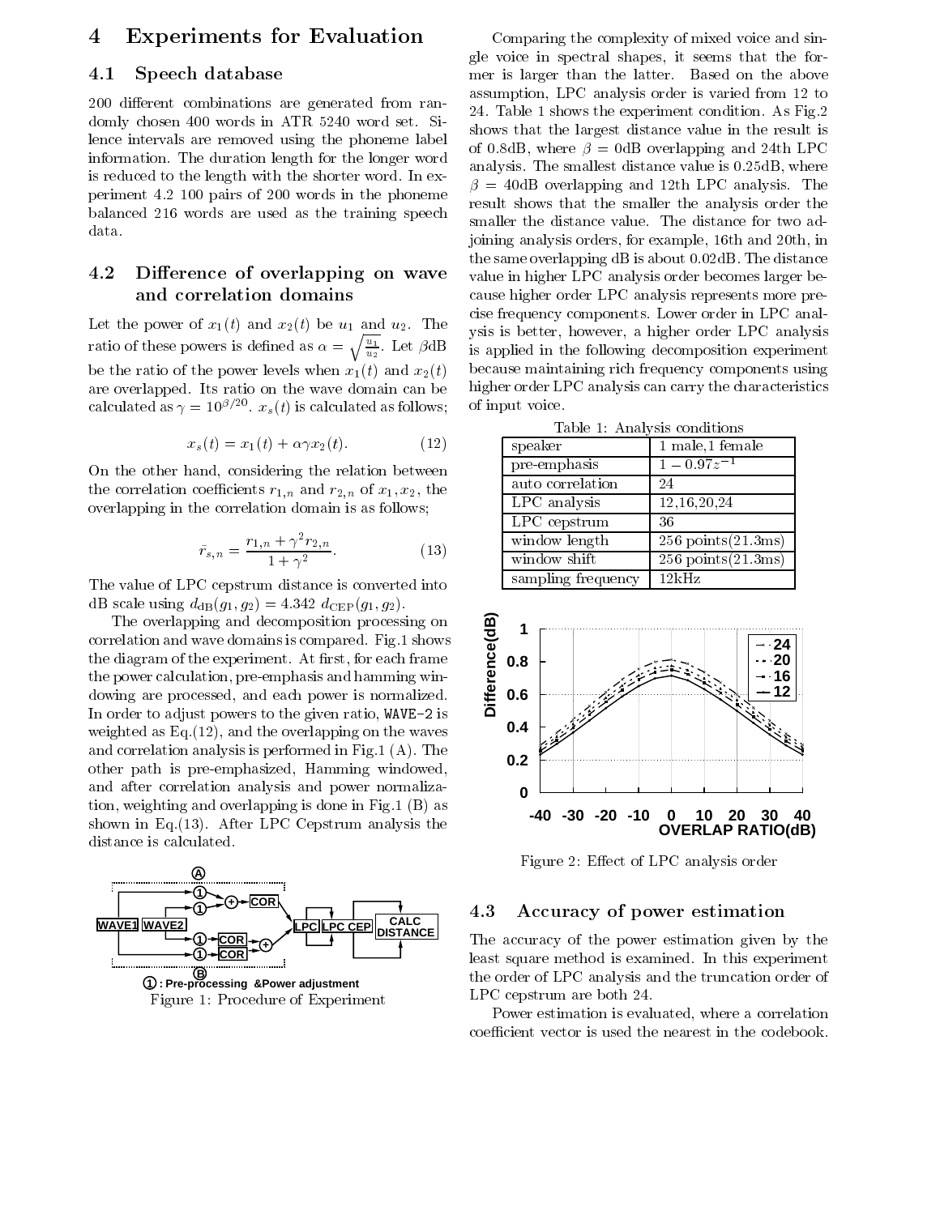## 4 Experiments for Evaluation

### 4.1 Speech database

200 different combinations are generated from randomly chosen 400 words in ATR 5240 word set. Silence intervals are removed using the phoneme label information. The duration length for the longer word is reduced to the length with the shorter word. In experiment 4.2 100 pairs of 200 words in the phoneme balanced 216 words are used as the training speech data.

### 4.2 Difference of overlapping on wave and correlation domains

Let the power of $x_1(t)$ and $x_2(t)$ be $u_1$ and $u_2$. The ratio of these powers is defined as $\alpha = \sqrt{\frac{u_1}{u_2}}$. Let $\beta$dB be the ratio of the power levels when $x_1(t)$ and $x_2(t)$ are overlapped. Its ratio on the wave domain can be calculated as $\gamma = 10^{\beta/20}$. $x_s(t)$ is calculated as follows;

$$x_s(t) = x_1(t) + \alpha\gamma x_2(t). \tag{12}$$

On the other hand, considering the relation between the correlation coefficients $r_{1,n}$ and $r_{2,n}$ of $x_1, x_2$, the overlapping in the correlation domain is as follows;

$$\bar{r}_{s,n} = \frac{r_{1,n} + \gamma^2 r_{2,n}}{1+\gamma^2}. \tag{13}$$

The value of LPC cepstrum distance is converted into dB scale using $d_{\mathrm{dB}}(g_1, g_2) = 4.342\ d_{\mathrm{CEP}}(g_1, g_2)$.

The overlapping and decomposition processing on correlation and wave domains is compared. Fig.1 shows the diagram of the experiment. At first, for each frame the power calculation, pre-emphasis and hamming windowing are processed, and each power is normalized. In order to adjust powers to the given ratio, WAVE-2 is weighted as Eq.(12), and the overlapping on the waves and correlation analysis is performed in Fig.1 (A). The other path is pre-emphasized, Hamming windowed, and after correlation analysis and power normalization, weighting and overlapping is done in Fig.1 (B) as shown in Eq.(13). After LPC Cepstrum analysis the distance is calculated.

Figure 1: Procedure of Experiment

Comparing the complexity of mixed voice and single voice in spectral shapes, it seems that the former is larger than the latter. Based on the above assumption, LPC analysis order is varied from 12 to 24. Table 1 shows the experiment condition. As Fig.2 shows that the largest distance value in the result is of 0.8dB, where $\beta$ = 0dB overlapping and 24th LPC analysis. The smallest distance value is 0.25dB, where $\beta$ = 40dB overlapping and 12th LPC analysis. The result shows that the smaller the analysis order the smaller the distance value. The distance for two adjoining analysis orders, for example, 16th and 20th, in the same overlapping dB is about 0.02dB. The distance value in higher LPC analysis order becomes larger because higher order LPC analysis represents more precise frequency components. Lower order in LPC analysis is better, however, a higher order LPC analysis is applied in the following decomposition experiment because maintaining rich frequency components using higher order LPC analysis can carry the characteristics of input voice.

Table 1: Analysis conditions

| | |
|---|---|
| speaker | 1 male,1 female |
| pre-emphasis | $1 - 0.97z^{-1}$ |
| auto correlation | 24 |
| LPC analysis | 12,16,20,24 |
| LPC cepstrum | 36 |
| window length | 256 points(21.3ms) |
| window shift | 256 points(21.3ms) |
| sampling frequency | 12kHz |

Figure 2: Effect of LPC analysis order

### 4.3 Accuracy of power estimation

The accuracy of the power estimation given by the least square method is examined. In this experiment the order of LPC analysis and the truncation order of LPC cepstrum are both 24.

Power estimation is evaluated, where a correlation coefficient vector is used the nearest in the codebook.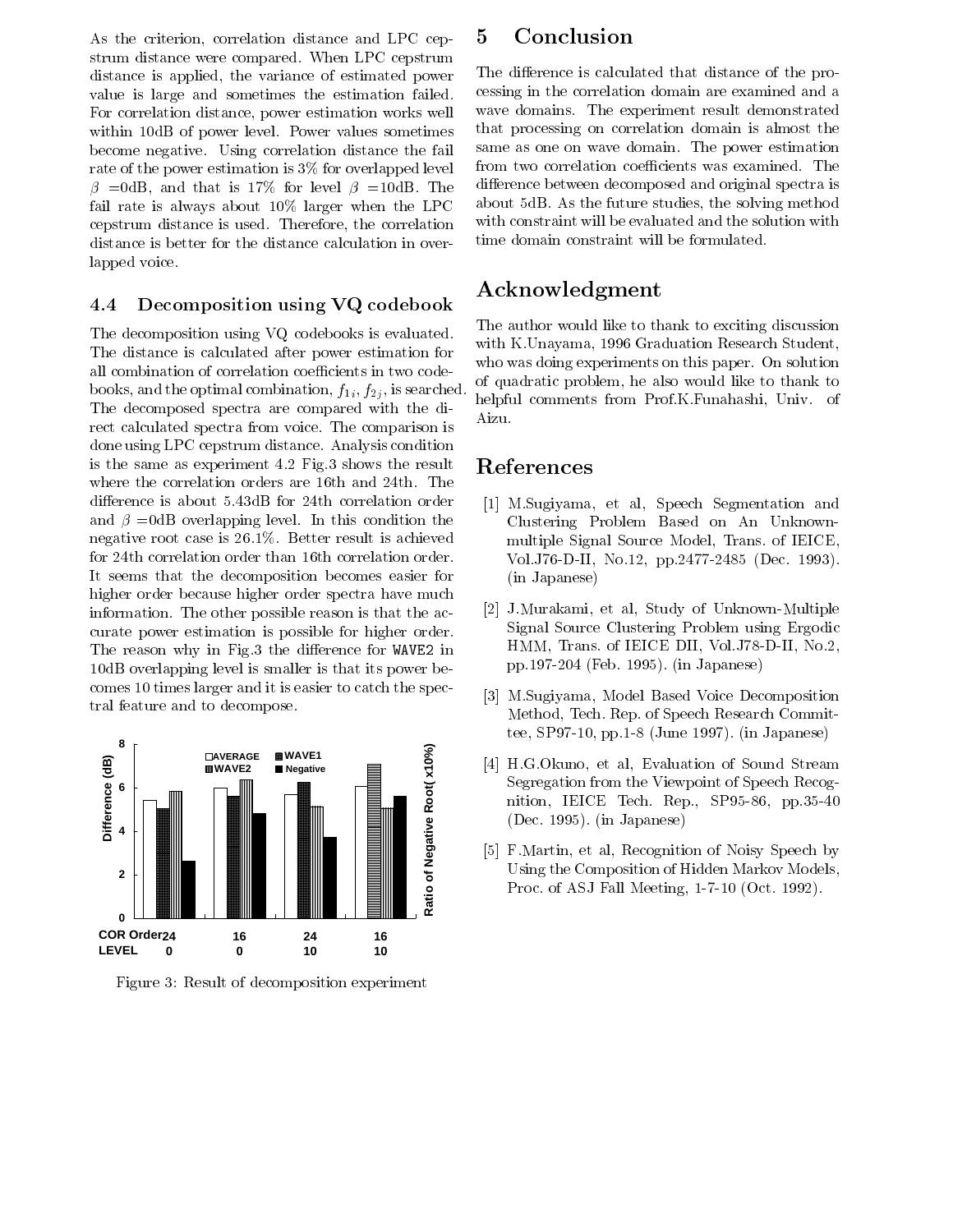As the criterion, correlation distance and LPC cepstrum distance were compared. When LPC cepstrum distance is applied, the variance of estimated power value is large and sometimes the estimation failed. For correlation distance, power estimation works well within 10dB of power level. Power values sometimes become negative. Using correlation distance the fail rate of the power estimation is 3% for overlapped level $\beta$ =0dB, and that is 17% for level $\beta$ =10dB. The fail rate is always about 10% larger when the LPC cepstrum distance is used. Therefore, the correlation distance is better for the distance calculation in overlapped voice.

### 4.4 Decomposition using VQ codebook

The decomposition using VQ codebooks is evaluated. The distance is calculated after power estimation for all combination of correlation coefficients in two codebooks, and the optimal combination, $f_{1i}$, $f_{2j}$, is searched. The decomposed spectra are compared with the direct calculated spectra from voice. The comparison is done using LPC cepstrum distance. Analysis condition is the same as experiment 4.2 Fig.3 shows the result where the correlation orders are 16th and 24th. The difference is about 5.43dB for 24th correlation order and $\beta$ =0dB overlapping level. In this condition the negative root case is 26.1%. Better result is achieved for 24th correlation order than 16th correlation order. It seems that the decomposition becomes easier for higher order because higher order spectra have much information. The other possible reason is that the accurate power estimation is possible for higher order. The reason why in Fig.3 the difference for WAVE2 in 10dB overlapping level is smaller is that its power becomes 10 times larger and it is easier to catch the spectral feature and to decompose.

Difference (dB)
Ratio of Negative Root( x10%)
AVERAGE WAVE1 WAVE2 Negative
8
6
4
2
0
COR Order 24 16 24 16
LEVEL 0 0 10 10

Figure 3: Result of decomposition experiment

## 5 Conclusion

The difference is calculated that distance of the processing in the correlation domain are examined and a wave domains. The experiment result demonstrated that processing on correlation domain is almost the same as one on wave domain. The power estimation from two correlation coefficients was examined. The difference between decomposed and original spectra is about 5dB. As the future studies, the solving method with constraint will be evaluated and the solution with time domain constraint will be formulated.

## Acknowledgment

The author would like to thank to exciting discussion with K.Unayama, 1996 Graduation Research Student, who was doing experiments on this paper. On solution of quadratic problem, he also would like to thank to helpful comments from Prof.K.Funahashi, Univ. of Aizu.

## References

[1] M.Sugiyama, et al, Speech Segmentation and Clustering Problem Based on An Unknown-multiple Signal Source Model, Trans. of IEICE, Vol.J76-D-II, No.12, pp.2477-2485 (Dec. 1993). (in Japanese)

[2] J.Murakami, et al, Study of Unknown-Multiple Signal Source Clustering Problem using Ergodic HMM, Trans. of IEICE DII, Vol.J78-D-II, No.2, pp.197-204 (Feb. 1995). (in Japanese)

[3] M.Sugiyama, Model Based Voice Decomposition Method, Tech. Rep. of Speech Research Committee, SP97-10, pp.1-8 (June 1997). (in Japanese)

[4] H.G.Okuno, et al, Evaluation of Sound Stream Segregation from the Viewpoint of Speech Recognition, IEICE Tech. Rep., SP95-86, pp.35-40 (Dec. 1995). (in Japanese)

[5] F.Martin, et al, Recognition of Noisy Speech by Using the Composition of Hidden Markov Models, Proc. of ASJ Fall Meeting, 1-7-10 (Oct. 1992).